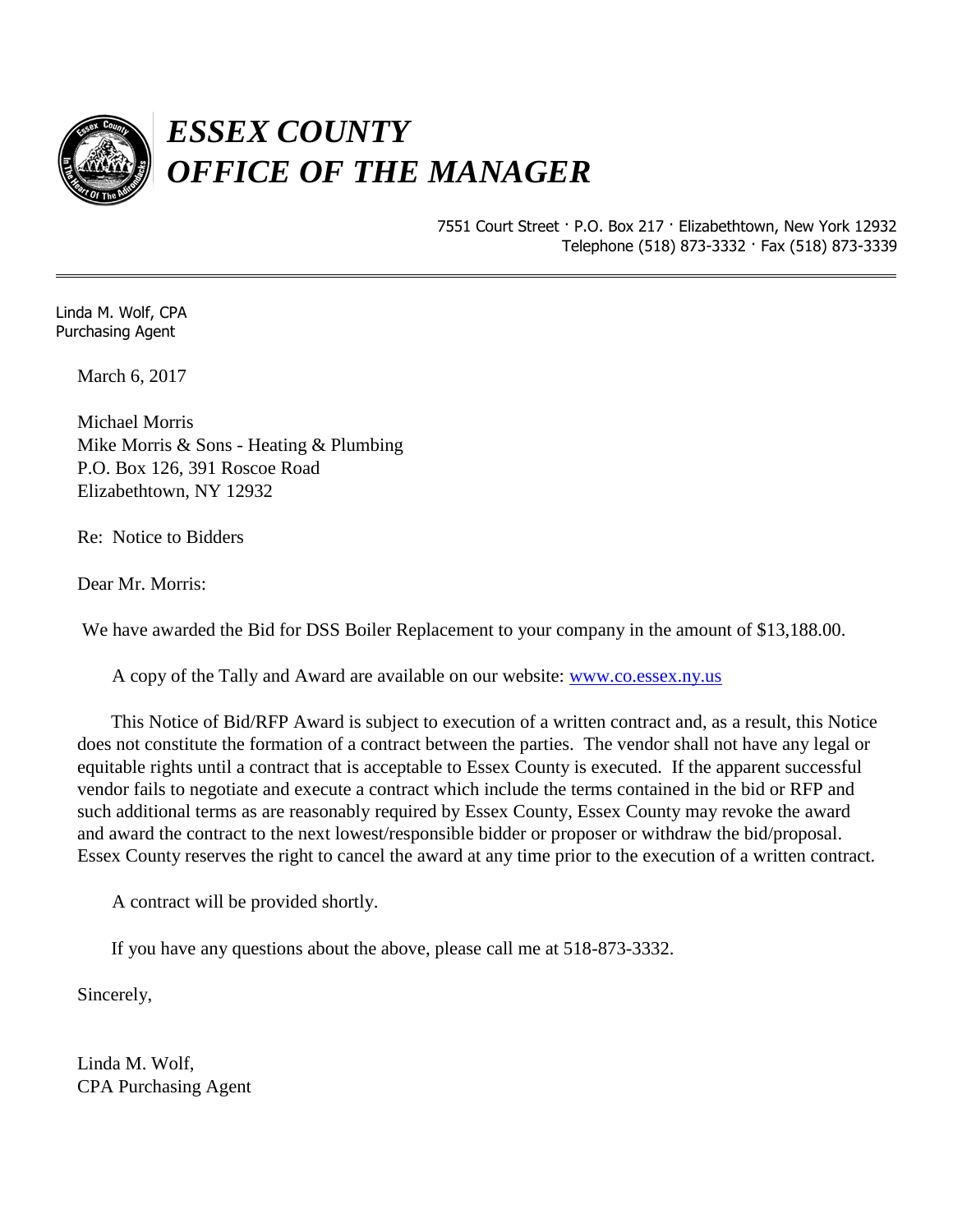# *ESSEX COUNTY*
# *OFFICE OF THE MANAGER*

7551 Court Street · P.O. Box 217 · Elizabethtown, New York 12932
Telephone (518) 873-3332 · Fax (518) 873-3339

---

Linda M. Wolf, CPA
Purchasing Agent

March 6, 2017

Michael Morris
Mike Morris & Sons - Heating & Plumbing
P.O. Box 126, 391 Roscoe Road
Elizabethtown, NY 12932

Re: Notice to Bidders

Dear Mr. Morris:

We have awarded the Bid for DSS Boiler Replacement to your company in the amount of $13,188.00.

A copy of the Tally and Award are available on our website: [www.co.essex.ny.us](http://www.co.essex.ny.us)

This Notice of Bid/RFP Award is subject to execution of a written contract and, as a result, this Notice does not constitute the formation of a contract between the parties. The vendor shall not have any legal or equitable rights until a contract that is acceptable to Essex County is executed. If the apparent successful vendor fails to negotiate and execute a contract which include the terms contained in the bid or RFP and such additional terms as are reasonably required by Essex County, Essex County may revoke the award and award the contract to the next lowest/responsible bidder or proposer or withdraw the bid/proposal. Essex County reserves the right to cancel the award at any time prior to the execution of a written contract.

A contract will be provided shortly.

If you have any questions about the above, please call me at 518-873-3332.

Sincerely,

Linda M. Wolf,
CPA Purchasing Agent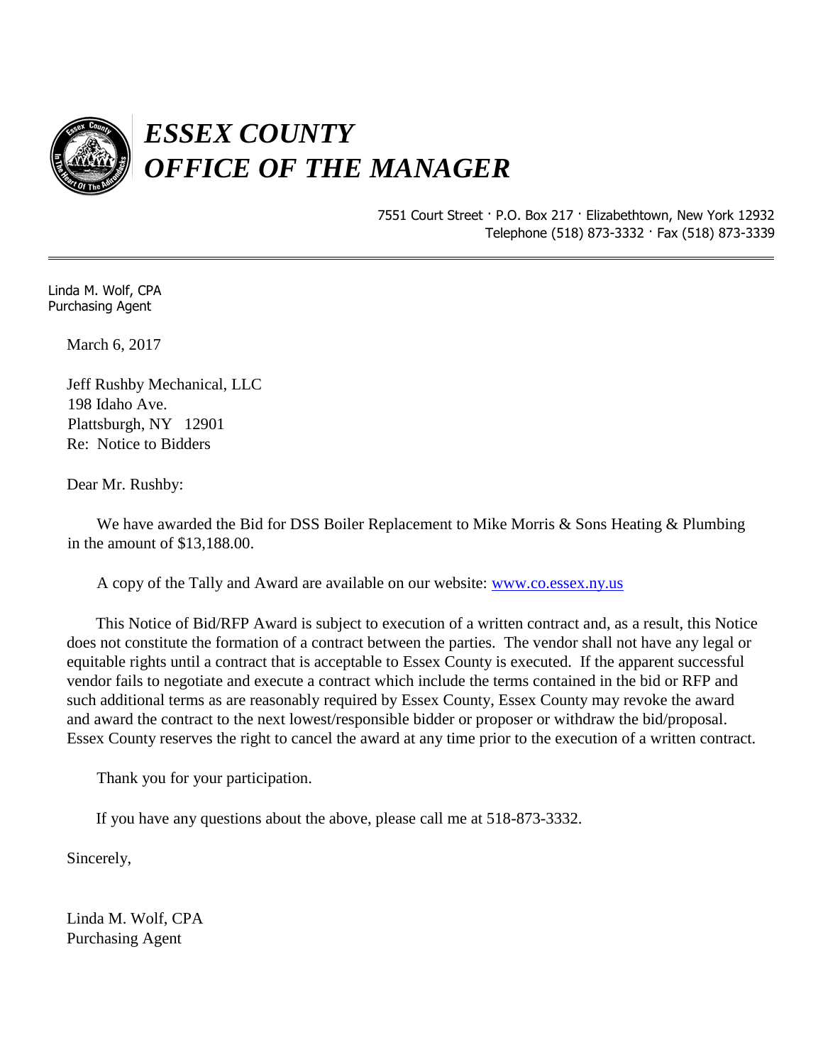# *ESSEX COUNTY*
# *OFFICE OF THE MANAGER*

7551 Court Street · P.O. Box 217 · Elizabethtown, New York 12932
Telephone (518) 873-3332 · Fax (518) 873-3339

---

Linda M. Wolf, CPA
Purchasing Agent

March 6, 2017

Jeff Rushby Mechanical, LLC
198 Idaho Ave.
Plattsburgh, NY 12901
Re: Notice to Bidders

Dear Mr. Rushby:

We have awarded the Bid for DSS Boiler Replacement to Mike Morris & Sons Heating & Plumbing in the amount of $13,188.00.

A copy of the Tally and Award are available on our website: [www.co.essex.ny.us](http://www.co.essex.ny.us)

This Notice of Bid/RFP Award is subject to execution of a written contract and, as a result, this Notice does not constitute the formation of a contract between the parties. The vendor shall not have any legal or equitable rights until a contract that is acceptable to Essex County is executed. If the apparent successful vendor fails to negotiate and execute a contract which include the terms contained in the bid or RFP and such additional terms as are reasonably required by Essex County, Essex County may revoke the award and award the contract to the next lowest/responsible bidder or proposer or withdraw the bid/proposal. Essex County reserves the right to cancel the award at any time prior to the execution of a written contract.

Thank you for your participation.

If you have any questions about the above, please call me at 518-873-3332.

Sincerely,

Linda M. Wolf, CPA
Purchasing Agent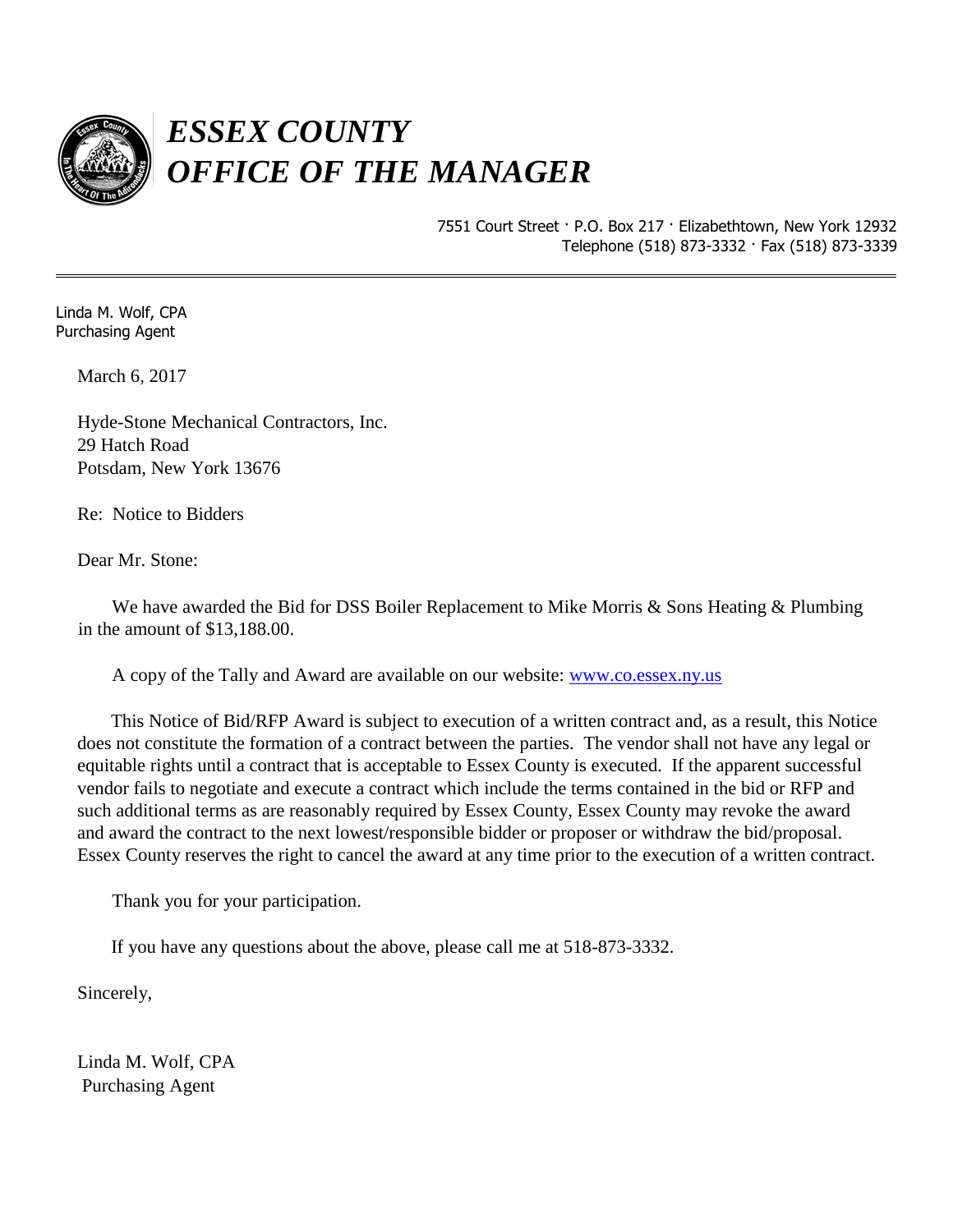# *ESSEX COUNTY*
# *OFFICE OF THE MANAGER*

7551 Court Street · P.O. Box 217 · Elizabethtown, New York 12932
Telephone (518) 873-3332 · Fax (518) 873-3339

---

Linda M. Wolf, CPA
Purchasing Agent

March 6, 2017

Hyde-Stone Mechanical Contractors, Inc.
29 Hatch Road
Potsdam, New York 13676

Re: Notice to Bidders

Dear Mr. Stone:

We have awarded the Bid for DSS Boiler Replacement to Mike Morris & Sons Heating & Plumbing in the amount of $13,188.00.

A copy of the Tally and Award are available on our website: [www.co.essex.ny.us](http://www.co.essex.ny.us)

This Notice of Bid/RFP Award is subject to execution of a written contract and, as a result, this Notice does not constitute the formation of a contract between the parties. The vendor shall not have any legal or equitable rights until a contract that is acceptable to Essex County is executed. If the apparent successful vendor fails to negotiate and execute a contract which include the terms contained in the bid or RFP and such additional terms as are reasonably required by Essex County, Essex County may revoke the award and award the contract to the next lowest/responsible bidder or proposer or withdraw the bid/proposal. Essex County reserves the right to cancel the award at any time prior to the execution of a written contract.

Thank you for your participation.

If you have any questions about the above, please call me at 518-873-3332.

Sincerely,

Linda M. Wolf, CPA
Purchasing Agent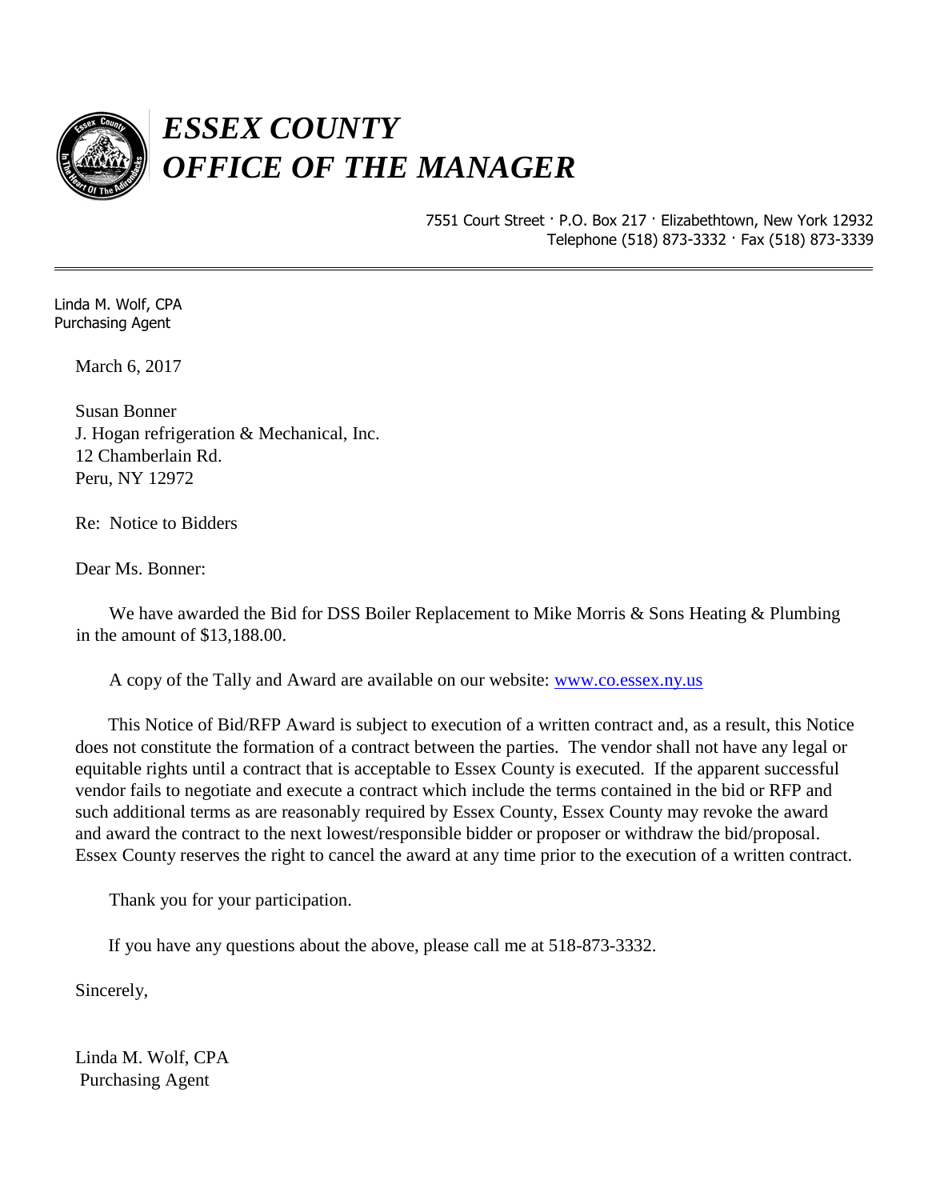# *ESSEX COUNTY*
# *OFFICE OF THE MANAGER*

7551 Court Street · P.O. Box 217 · Elizabethtown, New York 12932
Telephone (518) 873-3332 · Fax (518) 873-3339

---

Linda M. Wolf, CPA
Purchasing Agent

March 6, 2017

Susan Bonner
J. Hogan refrigeration & Mechanical, Inc.
12 Chamberlain Rd.
Peru, NY 12972

Re: Notice to Bidders

Dear Ms. Bonner:

We have awarded the Bid for DSS Boiler Replacement to Mike Morris & Sons Heating & Plumbing in the amount of $13,188.00.

A copy of the Tally and Award are available on our website: [www.co.essex.ny.us](http://www.co.essex.ny.us)

This Notice of Bid/RFP Award is subject to execution of a written contract and, as a result, this Notice does not constitute the formation of a contract between the parties. The vendor shall not have any legal or equitable rights until a contract that is acceptable to Essex County is executed. If the apparent successful vendor fails to negotiate and execute a contract which include the terms contained in the bid or RFP and such additional terms as are reasonably required by Essex County, Essex County may revoke the award and award the contract to the next lowest/responsible bidder or proposer or withdraw the bid/proposal. Essex County reserves the right to cancel the award at any time prior to the execution of a written contract.

Thank you for your participation.

If you have any questions about the above, please call me at 518-873-3332.

Sincerely,

Linda M. Wolf, CPA
Purchasing Agent